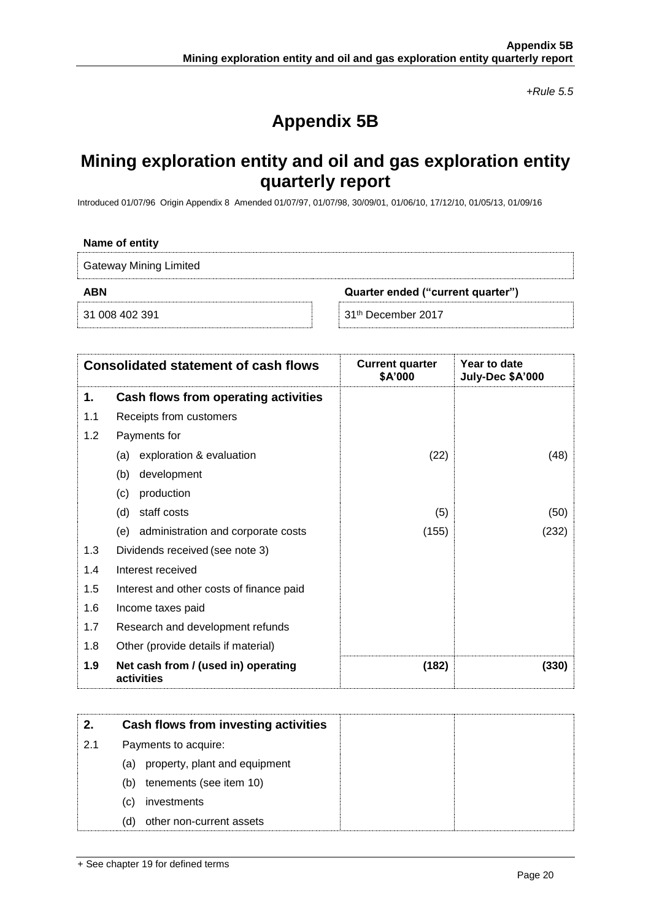*+Rule 5.5*

# Appendix 5B

## Mining exploration entity and oil and gas exploration entity quarterly report

Introduced 01/07/96 Origin Appendix 8 Amended 01/07/97, 01/07/98, 30/09/01, 01/06/10, 17/12/10, 01/05/13, 01/09/16

| Name of entity | |
|---|---|
| Gateway Mining Limited | |
| **ABN** | **Quarter ended ("current quarter")** |
| 31 008 402 391 | 31th December 2017 |

| Consolidated statement of cash flows | | Current quarter $A'000 | Year to date July-Dec $A'000 |
|---|---|---|---|
| **1.** | **Cash flows from operating activities** | | |
| 1.1 | Receipts from customers | | |
| 1.2 | Payments for | | |
| | (a) exploration & evaluation | (22) | (48) |
| | (b) development | | |
| | (c) production | | |
| | (d) staff costs | (5) | (50) |
| | (e) administration and corporate costs | (155) | (232) |
| 1.3 | Dividends received (see note 3) | | |
| 1.4 | Interest received | | |
| 1.5 | Interest and other costs of finance paid | | |
| 1.6 | Income taxes paid | | |
| 1.7 | Research and development refunds | | |
| 1.8 | Other (provide details if material) | | |
| **1.9** | **Net cash from / (used in) operating activities** | **(182)** | **(330)** |

| | | | |
|---|---|---|---|
| **2.** | **Cash flows from investing activities** | | |
| 2.1 | Payments to acquire: | | |
| | (a) property, plant and equipment | | |
| | (b) tenements (see item 10) | | |
| | (c) investments | | |
| | (d) other non-current assets | | |

+ See chapter 19 for defined terms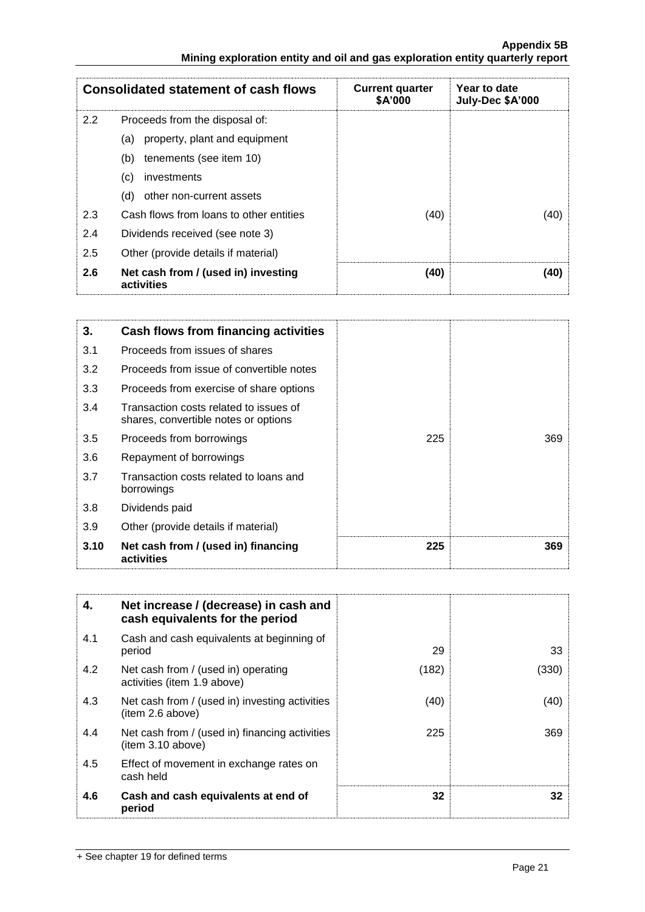| | Consolidated statement of cash flows | Current quarter \$A'000 | Year to date July-Dec \$A'000 |
|---|---|---|---|
| 2.2 | Proceeds from the disposal of: | | |
| | (a) property, plant and equipment | | |
| | (b) tenements (see item 10) | | |
| | (c) investments | | |
| | (d) other non-current assets | | |
| 2.3 | Cash flows from loans to other entities | (40) | (40) |
| 2.4 | Dividends received (see note 3) | | |
| 2.5 | Other (provide details if material) | | |
| **2.6** | **Net cash from / (used in) investing activities** | **(40)** | **(40)** |

| **3.** | **Cash flows from financing activities** | | |
|---|---|---|---|
| 3.1 | Proceeds from issues of shares | | |
| 3.2 | Proceeds from issue of convertible notes | | |
| 3.3 | Proceeds from exercise of share options | | |
| 3.4 | Transaction costs related to issues of shares, convertible notes or options | | |
| 3.5 | Proceeds from borrowings | 225 | 369 |
| 3.6 | Repayment of borrowings | | |
| 3.7 | Transaction costs related to loans and borrowings | | |
| 3.8 | Dividends paid | | |
| 3.9 | Other (provide details if material) | | |
| **3.10** | **Net cash from / (used in) financing activities** | **225** | **369** |

| **4.** | **Net increase / (decrease) in cash and cash equivalents for the period** | | |
|---|---|---|---|
| 4.1 | Cash and cash equivalents at beginning of period | 29 | 33 |
| 4.2 | Net cash from / (used in) operating activities (item 1.9 above) | (182) | (330) |
| 4.3 | Net cash from / (used in) investing activities (item 2.6 above) | (40) | (40) |
| 4.4 | Net cash from / (used in) financing activities (item 3.10 above) | 225 | 369 |
| 4.5 | Effect of movement in exchange rates on cash held | | |
| **4.6** | **Cash and cash equivalents at end of period** | **32** | **32** |

+ See chapter 19 for defined terms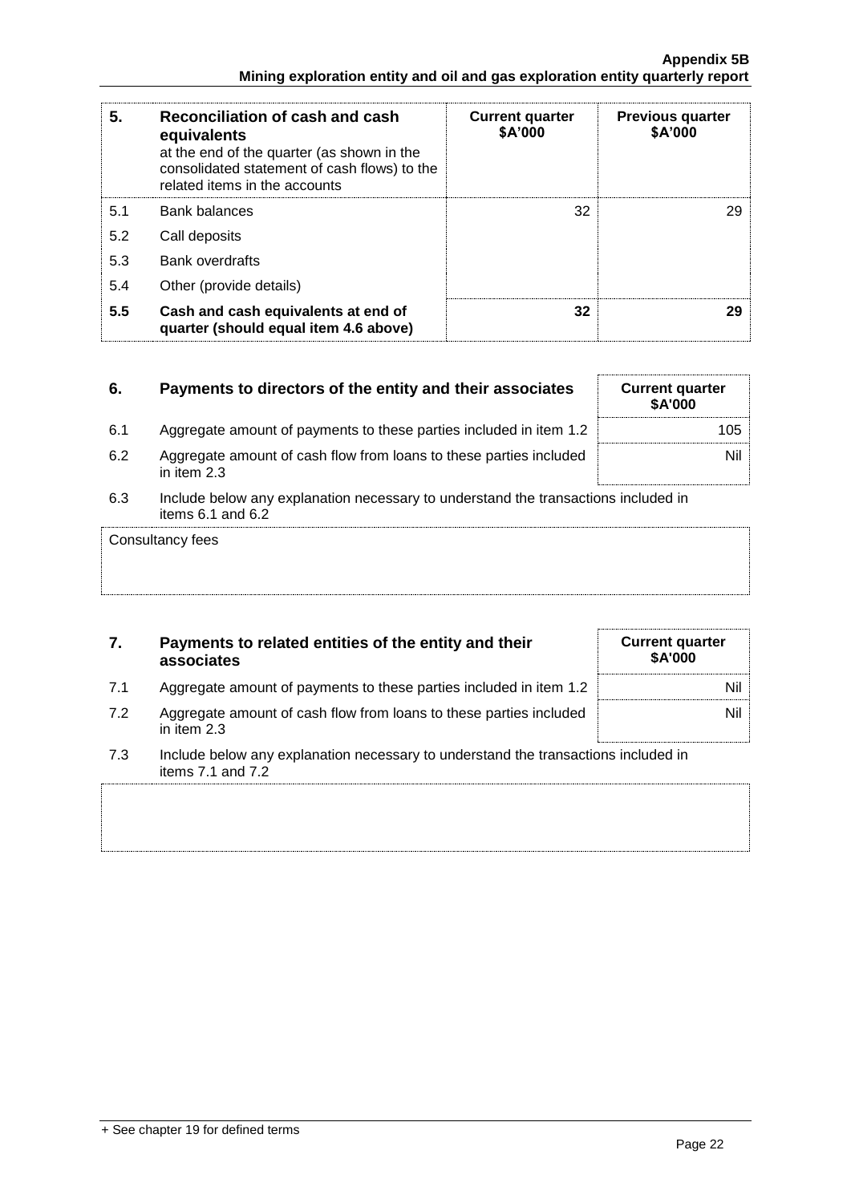| 5. | **Reconciliation of cash and cash equivalents** at the end of the quarter (as shown in the consolidated statement of cash flows) to the related items in the accounts | **Current quarter \$A'000** | **Previous quarter \$A'000** |
|---|---|---|---|
| 5.1 | Bank balances | 32 | 29 |
| 5.2 | Call deposits | | |
| 5.3 | Bank overdrafts | | |
| 5.4 | Other (provide details) | | |
| **5.5** | **Cash and cash equivalents at end of quarter (should equal item 4.6 above)** | **32** | **29** |

| 6. | **Payments to directors of the entity and their associates** | **Current quarter \$A'000** |
|---|---|---|
| 6.1 | Aggregate amount of payments to these parties included in item 1.2 | 105 |
| 6.2 | Aggregate amount of cash flow from loans to these parties included in item 2.3 | Nil |

6.3 Include below any explanation necessary to understand the transactions included in items 6.1 and 6.2

Consultancy fees

| 7. | **Payments to related entities of the entity and their associates** | **Current quarter \$A'000** |
|---|---|---|
| 7.1 | Aggregate amount of payments to these parties included in item 1.2 | Nil |
| 7.2 | Aggregate amount of cash flow from loans to these parties included in item 2.3 | Nil |

7.3 Include below any explanation necessary to understand the transactions included in items 7.1 and 7.2

+ See chapter 19 for defined terms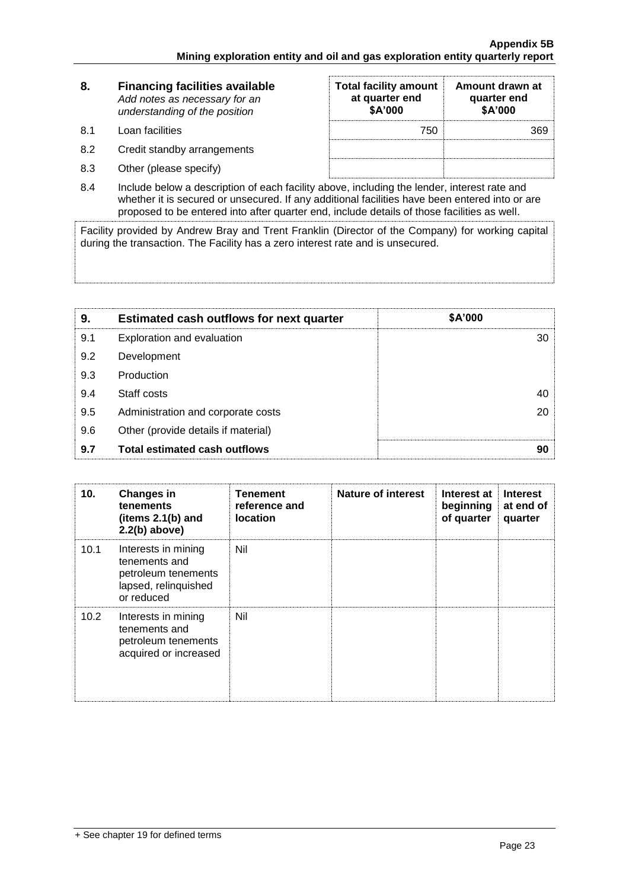| 8. | Financing facilities available<br>*Add notes as necessary for an understanding of the position* | Total facility amount at quarter end<br>$A'000 | Amount drawn at quarter end<br>$A'000 |
|---|---|---|---|
| 8.1 | Loan facilities | 750 | 369 |
| 8.2 | Credit standby arrangements | | |
| 8.3 | Other (please specify) | | |

8.4 Include below a description of each facility above, including the lender, interest rate and whether it is secured or unsecured. If any additional facilities have been entered into or are proposed to be entered into after quarter end, include details of those facilities as well.

Facility provided by Andrew Bray and Trent Franklin (Director of the Company) for working capital during the transaction. The Facility has a zero interest rate and is unsecured.

| 9. | Estimated cash outflows for next quarter | $A'000 |
|---|---|---|
| 9.1 | Exploration and evaluation | 30 |
| 9.2 | Development | |
| 9.3 | Production | |
| 9.4 | Staff costs | 40 |
| 9.5 | Administration and corporate costs | 20 |
| 9.6 | Other (provide details if material) | |
| **9.7** | **Total estimated cash outflows** | **90** |

| 10. | Changes in tenements (items 2.1(b) and 2.2(b) above) | Tenement reference and location | Nature of interest | Interest at beginning of quarter | Interest at end of quarter |
|---|---|---|---|---|---|
| 10.1 | Interests in mining tenements and petroleum tenements lapsed, relinquished or reduced | Nil | | | |
| 10.2 | Interests in mining tenements and petroleum tenements acquired or increased | Nil | | | |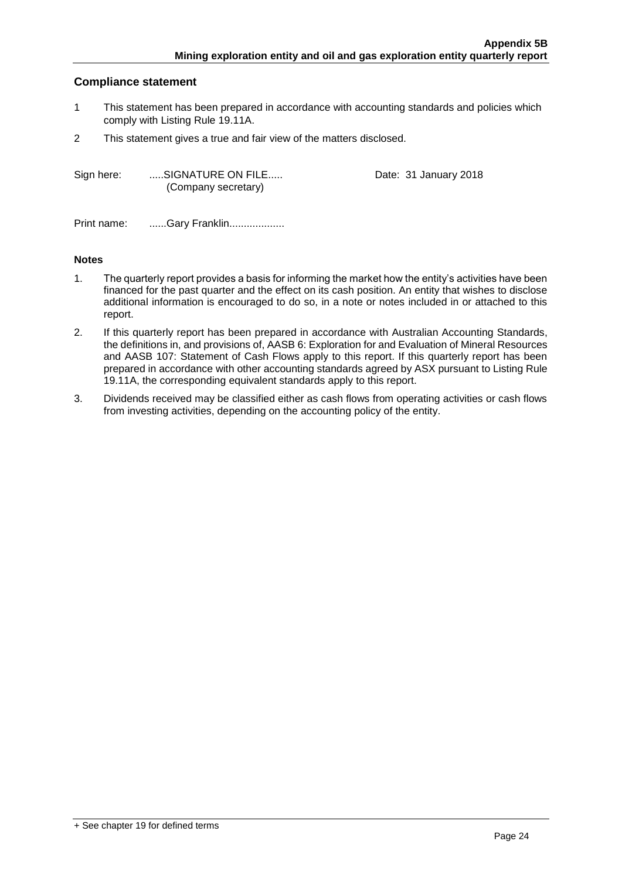## Compliance statement

1 This statement has been prepared in accordance with accounting standards and policies which comply with Listing Rule 19.11A.

2 This statement gives a true and fair view of the matters disclosed.

Sign here: .....SIGNATURE ON FILE..... Date: 31 January 2018
(Company secretary)

Print name: ......Gary Franklin...................

**Notes**

1. The quarterly report provides a basis for informing the market how the entity's activities have been financed for the past quarter and the effect on its cash position. An entity that wishes to disclose additional information is encouraged to do so, in a note or notes included in or attached to this report.
2. If this quarterly report has been prepared in accordance with Australian Accounting Standards, the definitions in, and provisions of, AASB 6: Exploration for and Evaluation of Mineral Resources and AASB 107: Statement of Cash Flows apply to this report. If this quarterly report has been prepared in accordance with other accounting standards agreed by ASX pursuant to Listing Rule 19.11A, the corresponding equivalent standards apply to this report.
3. Dividends received may be classified either as cash flows from operating activities or cash flows from investing activities, depending on the accounting policy of the entity.

+ See chapter 19 for defined terms